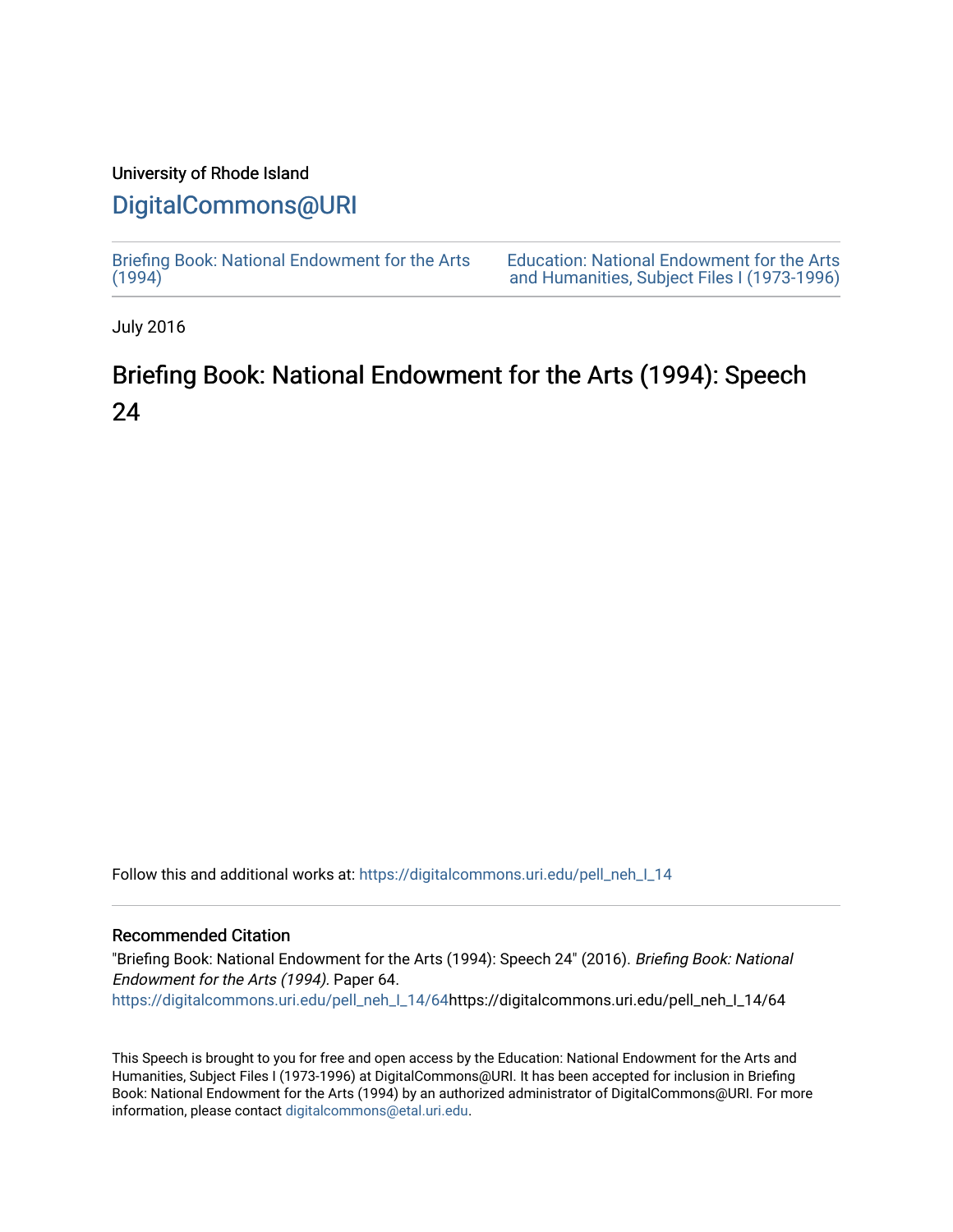University of Rhode Island

# DigitalCommons@URI

Briefing Book: National Endowment for the Arts (1994)

Education: National Endowment for the Arts and Humanities, Subject Files I (1973-1996)

July 2016

## Briefing Book: National Endowment for the Arts (1994): Speech 24

Follow this and additional works at: https://digitalcommons.uri.edu/pell_neh_I_14

### Recommended Citation

"Briefing Book: National Endowment for the Arts (1994): Speech 24" (2016). *Briefing Book: National Endowment for the Arts (1994).* Paper 64.
https://digitalcommons.uri.edu/pell_neh_I_14/64https://digitalcommons.uri.edu/pell_neh_I_14/64

This Speech is brought to you for free and open access by the Education: National Endowment for the Arts and Humanities, Subject Files I (1973-1996) at DigitalCommons@URI. It has been accepted for inclusion in Briefing Book: National Endowment for the Arts (1994) by an authorized administrator of DigitalCommons@URI. For more information, please contact digitalcommons@etal.uri.edu.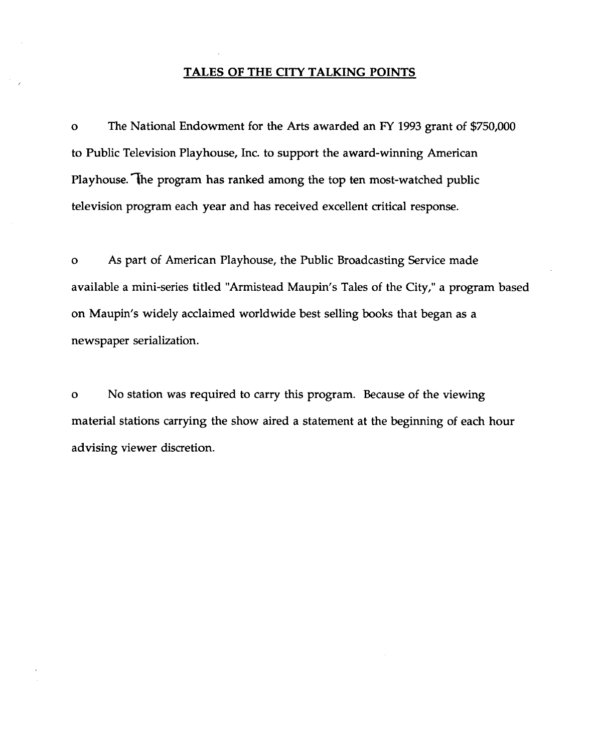## TALES OF THE CITY TALKING POINTS

- The National Endowment for the Arts awarded an FY 1993 grant of $750,000 to Public Television Playhouse, Inc. to support the award-winning American Playhouse. The program has ranked among the top ten most-watched public television program each year and has received excellent critical response.

- As part of American Playhouse, the Public Broadcasting Service made available a mini-series titled "Armistead Maupin's Tales of the City," a program based on Maupin's widely acclaimed worldwide best selling books that began as a newspaper serialization.

- No station was required to carry this program. Because of the viewing material stations carrying the show aired a statement at the beginning of each hour advising viewer discretion.